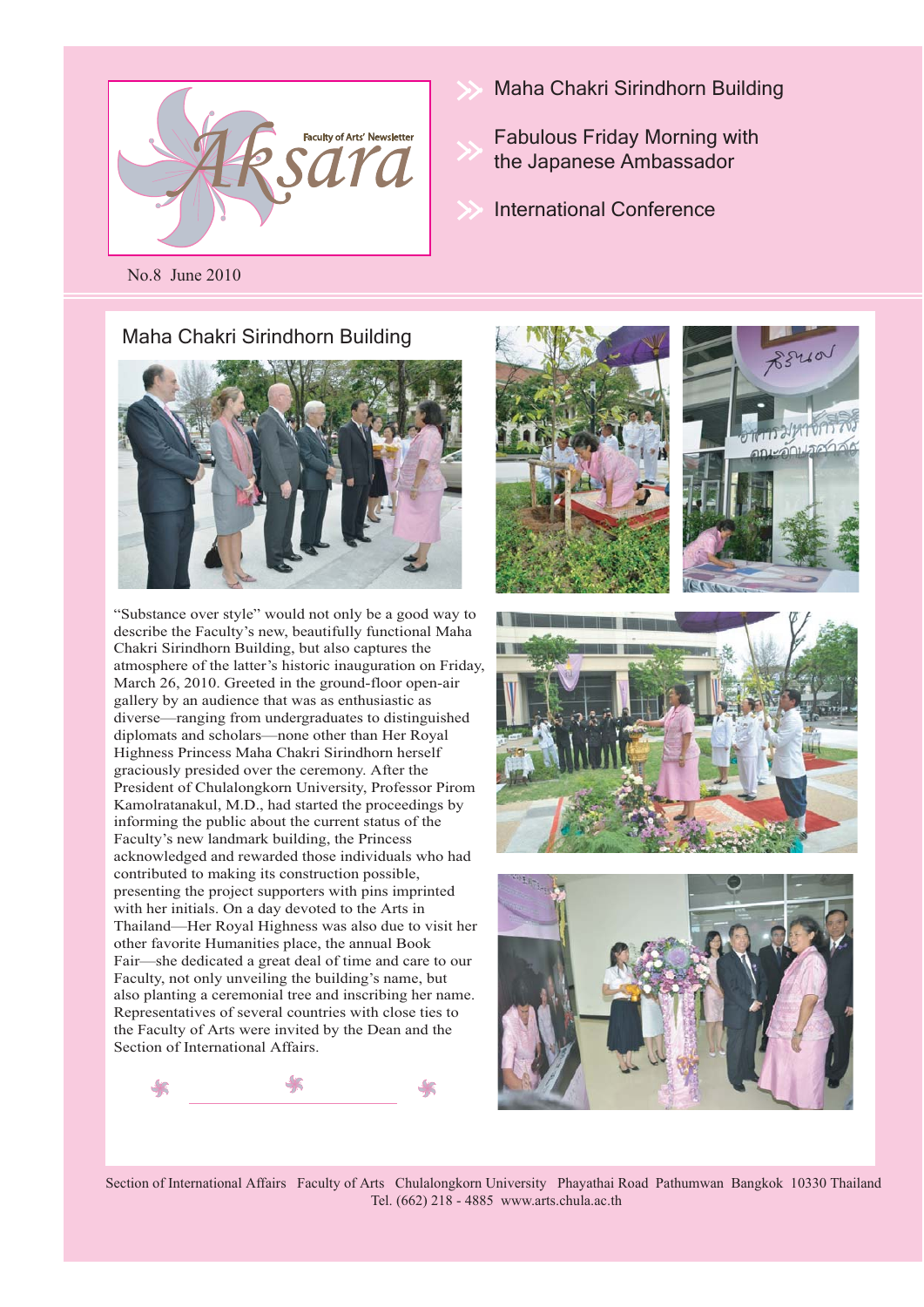# Aksara

Faculty of Arts' Newsletter

No.8 June 2010

- Maha Chakri Sirindhorn Building
- Fabulous Friday Morning with the Japanese Ambassador
- International Conference

## Maha Chakri Sirindhorn Building

"Substance over style" would not only be a good way to describe the Faculty's new, beautifully functional Maha Chakri Sirindhorn Building, but also captures the atmosphere of the latter's historic inauguration on Friday, March 26, 2010. Greeted in the ground-floor open-air gallery by an audience that was as enthusiastic as diverse—ranging from undergraduates to distinguished diplomats and scholars—none other than Her Royal Highness Princess Maha Chakri Sirindhorn herself graciously presided over the ceremony. After the President of Chulalongkorn University, Professor Pirom Kamolratanakul, M.D., had started the proceedings by informing the public about the current status of the Faculty's new landmark building, the Princess acknowledged and rewarded those individuals who had contributed to making its construction possible, presenting the project supporters with pins imprinted with her initials. On a day devoted to the Arts in Thailand—Her Royal Highness was also due to visit her other favorite Humanities place, the annual Book Fair—she dedicated a great deal of time and care to our Faculty, not only unveiling the building's name, but also planting a ceremonial tree and inscribing her name. Representatives of several countries with close ties to the Faculty of Arts were invited by the Dean and the Section of International Affairs.

Section of International Affairs Faculty of Arts Chulalongkorn University Phayathai Road Pathumwan Bangkok 10330 Thailand
Tel. (662) 218 - 4885 www.arts.chula.ac.th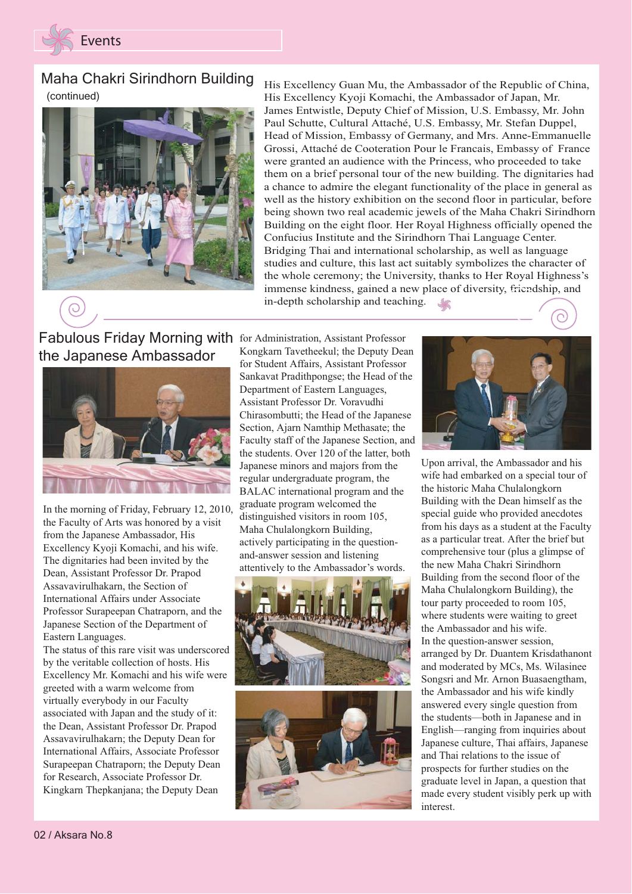# Events

## Maha Chakri Sirindhorn Building (continued)

His Excellency Guan Mu, the Ambassador of the Republic of China, His Excellency Kyoji Komachi, the Ambassador of Japan, Mr. James Entwistle, Deputy Chief of Mission, U.S. Embassy, Mr. John Paul Schutte, Cultural Attaché, U.S. Embassy, Mr. Stefan Duppel, Head of Mission, Embassy of Germany, and Mrs. Anne-Emmanuelle Grossi, Attaché de Cooteration Pour le Francais, Embassy of France were granted an audience with the Princess, who proceeded to take them on a brief personal tour of the new building. The dignitaries had a chance to admire the elegant functionality of the place in general as well as the history exhibition on the second floor in particular, before being shown two real academic jewels of the Maha Chakri Sirindhorn Building on the eight floor. Her Royal Highness officially opened the Confucius Institute and the Sirindhorn Thai Language Center. Bridging Thai and international scholarship, as well as language studies and culture, this last act suitably symbolizes the character of the whole ceremony; the University, thanks to Her Royal Highness's immense kindness, gained a new place of diversity, friendship, and in-depth scholarship and teaching.

## Fabulous Friday Morning with the Japanese Ambassador

In the morning of Friday, February 12, 2010, the Faculty of Arts was honored by a visit from the Japanese Ambassador, His Excellency Kyoji Komachi, and his wife. The dignitaries had been invited by the Dean, Assistant Professor Dr. Prapod Assavavirulhakarn, the Section of International Affairs under Associate Professor Surapeepan Chatraporn, and the Japanese Section of the Department of Eastern Languages.

The status of this rare visit was underscored by the veritable collection of hosts. His Excellency Mr. Komachi and his wife were greeted with a warm welcome from virtually everybody in our Faculty associated with Japan and the study of it: the Dean, Assistant Professor Dr. Prapod Assavavirulhakarn; the Deputy Dean for International Affairs, Associate Professor Surapeepan Chatraporn; the Deputy Dean for Research, Associate Professor Dr. Kingkarn Thepkanjana; the Deputy Dean for Administration, Assistant Professor Kongkarn Tavetheekul; the Deputy Dean for Student Affairs, Assistant Professor Sankavat Pradithpongse; the Head of the Department of Eastern Languages, Assistant Professor Dr. Voravudhi Chirasombutti; the Head of the Japanese Section, Ajarn Namthip Methasate; the Faculty staff of the Japanese Section, and the students. Over 120 of the latter, both Japanese minors and majors from the regular undergraduate program, the BALAC international program and the graduate program welcomed the distinguished visitors in room 105, Maha Chulalongkorn Building, actively participating in the question-and-answer session and listening attentively to the Ambassador's words.

Upon arrival, the Ambassador and his wife had embarked on a special tour of the historic Maha Chulalongkorn Building with the Dean himself as the special guide who provided anecdotes from his days as a student at the Faculty as a particular treat. After the brief but comprehensive tour (plus a glimpse of the new Maha Chakri Sirindhorn Building from the second floor of the Maha Chulalongkorn Building), the tour party proceeded to room 105, where students were waiting to greet the Ambassador and his wife.

In the question-answer session, arranged by Dr. Duantem Krisdathanont and moderated by MCs, Ms. Wilasinee Songsri and Mr. Arnon Buasaengtham, the Ambassador and his wife kindly answered every single question from the students—both in Japanese and in English—ranging from inquiries about Japanese culture, Thai affairs, Japanese and Thai relations to the issue of prospects for further studies on the graduate level in Japan, a question that made every student visibly perk up with interest.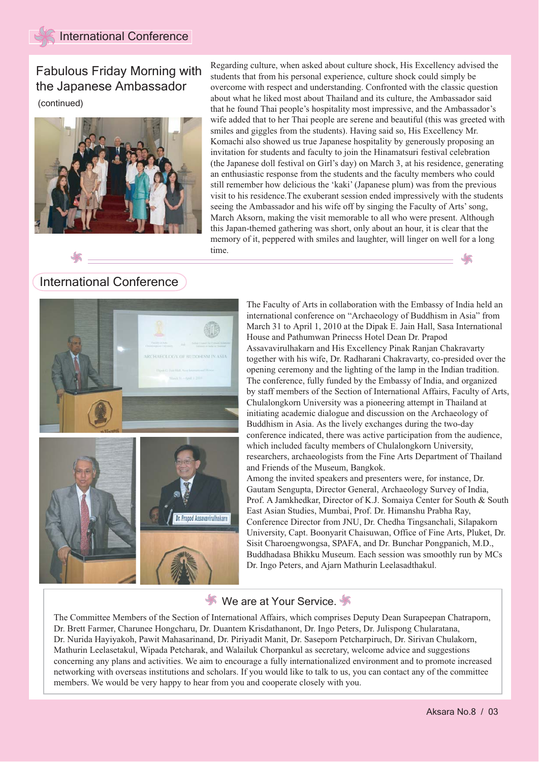# International Conference

## Fabulous Friday Morning with the Japanese Ambassador

(continued)

Regarding culture, when asked about culture shock, His Excellency advised the students that from his personal experience, culture shock could simply be overcome with respect and understanding. Confronted with the classic question about what he liked most about Thailand and its culture, the Ambassador said that he found Thai people's hospitality most impressive, and the Ambassador's wife added that to her Thai people are serene and beautiful (this was greeted with smiles and giggles from the students). Having said so, His Excellency Mr. Komachi also showed us true Japanese hospitality by generously proposing an invitation for students and faculty to join the Hinamatsuri festival celebration (the Japanese doll festival on Girl's day) on March 3, at his residence, generating an enthusiastic response from the students and the faculty members who could still remember how delicious the 'kaki' (Japanese plum) was from the previous visit to his residence.The exuberant session ended impressively with the students seeing the Ambassador and his wife off by singing the Faculty of Arts' song, March Aksorn, making the visit memorable to all who were present. Although this Japan-themed gathering was short, only about an hour, it is clear that the memory of it, peppered with smiles and laughter, will linger on well for a long time.

## International Conference

The Faculty of Arts in collaboration with the Embassy of India held an international conference on "Archaeology of Buddhism in Asia" from March 31 to April 1, 2010 at the Dipak E. Jain Hall, Sasa International House and Pathumwan Prinecss Hotel Dean Dr. Prapod Assavavirulhakarn and His Excellency Pinak Ranjan Chakravarty together with his wife, Dr. Radharani Chakravarty, co-presided over the opening ceremony and the lighting of the lamp in the Indian tradition. The conference, fully funded by the Embassy of India, and organized by staff members of the Section of International Affairs, Faculty of Arts, Chulalongkorn University was a pioneering attempt in Thailand at initiating academic dialogue and discussion on the Archaeology of Buddhism in Asia. As the lively exchanges during the two-day conference indicated, there was active participation from the audience, which included faculty members of Chulalongkorn University, researchers, archaeologists from the Fine Arts Department of Thailand and Friends of the Museum, Bangkok.

Among the invited speakers and presenters were, for instance, Dr. Gautam Sengupta, Director General, Archaeology Survey of India, Prof. A Jamkhedkar, Director of K.J. Somaiya Center for South & South East Asian Studies, Mumbai, Prof. Dr. Himanshu Prabha Ray, Conference Director from JNU, Dr. Chedha Tingsanchali, Silapakorn University, Capt. Boonyarit Chaisuwan, Office of Fine Arts, Pluket, Dr. Sisit Charoengwongsa, SPAFA, and Dr. Bunchar Pongpanich, M.D., Buddhadasa Bhikku Museum. Each session was smoothly run by MCs Dr. Ingo Peters, and Ajarn Mathurin Leelasadthakul.

### We are at Your Service.

The Committee Members of the Section of International Affairs, which comprises Deputy Dean Surapeepan Chatraporn, Dr. Brett Farmer, Charunee Hongcharu, Dr. Duantem Krisdathanont, Dr. Ingo Peters, Dr. Julispong Chularatana, Dr. Nurida Hayiyakoh, Pawit Mahasarinand, Dr. Piriyadit Manit, Dr. Saseporn Petcharpiruch, Dr. Sirivan Chulakorn, Mathurin Leelasetakul, Wipada Petcharak, and Walailuk Chorpankul as secretary, welcome advice and suggestions concerning any plans and activities. We aim to encourage a fully internationalized environment and to promote increased networking with overseas institutions and scholars. If you would like to talk to us, you can contact any of the committee members. We would be very happy to hear from you and cooperate closely with you.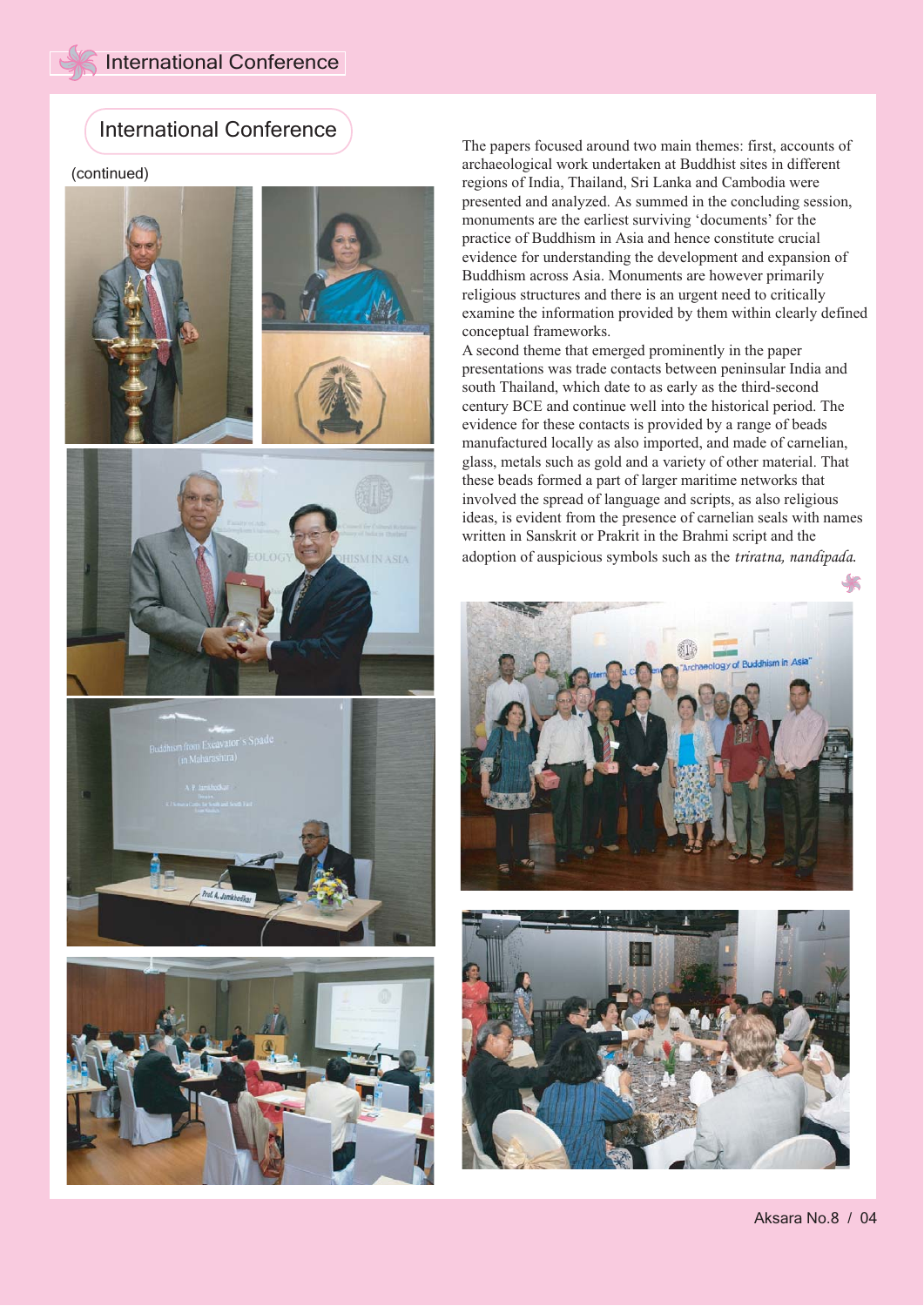## International Conference

(continued)

The papers focused around two main themes: first, accounts of archaeological work undertaken at Buddhist sites in different regions of India, Thailand, Sri Lanka and Cambodia were presented and analyzed. As summed in the concluding session, monuments are the earliest surviving 'documents' for the practice of Buddhism in Asia and hence constitute crucial evidence for understanding the development and expansion of Buddhism across Asia. Monuments are however primarily religious structures and there is an urgent need to critically examine the information provided by them within clearly defined conceptual frameworks.

A second theme that emerged prominently in the paper presentations was trade contacts between peninsular India and south Thailand, which date to as early as the third-second century BCE and continue well into the historical period. The evidence for these contacts is provided by a range of beads manufactured locally as also imported, and made of carnelian, glass, metals such as gold and a variety of other material. That these beads formed a part of larger maritime networks that involved the spread of language and scripts, as also religious ideas, is evident from the presence of carnelian seals with names written in Sanskrit or Prakrit in the Brahmi script and the adoption of auspicious symbols such as the *triratna, nandipada.*